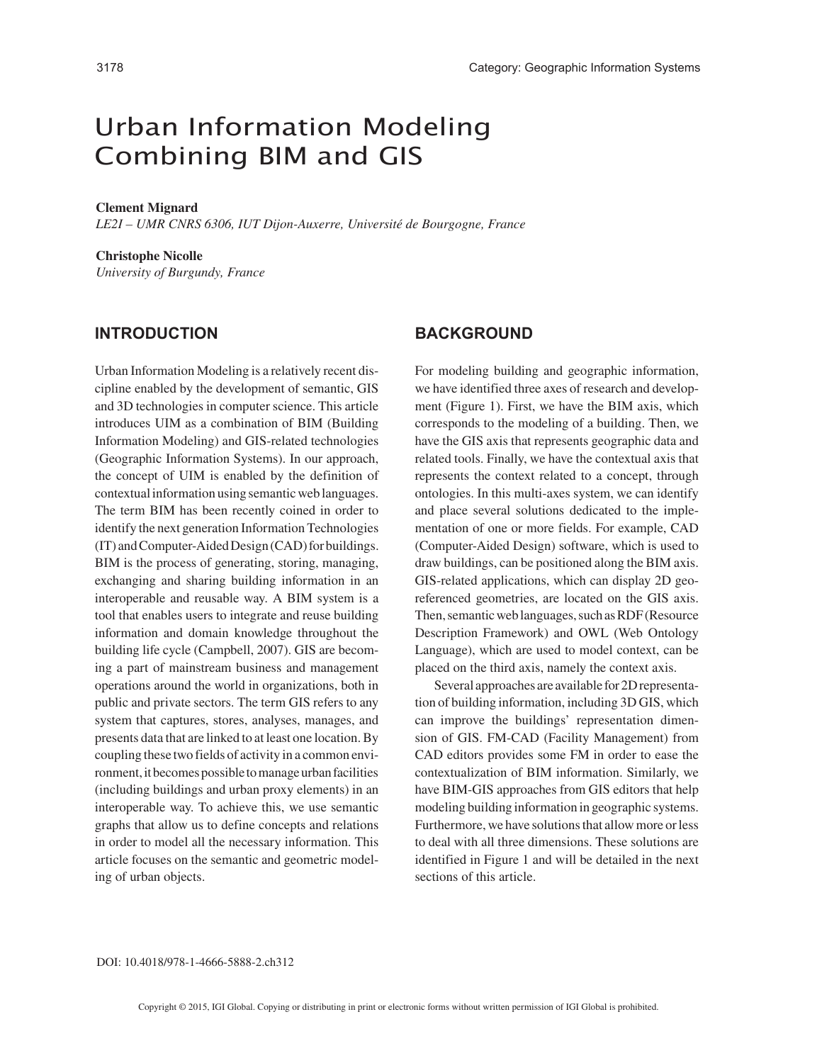# Urban Information Modeling Combining BIM and GIS

**Clement Mignard**
*LE2I – UMR CNRS 6306, IUT Dijon-Auxerre, Université de Bourgogne, France*

**Christophe Nicolle**
*University of Burgundy, France*

## INTRODUCTION

Urban Information Modeling is a relatively recent discipline enabled by the development of semantic, GIS and 3D technologies in computer science. This article introduces UIM as a combination of BIM (Building Information Modeling) and GIS-related technologies (Geographic Information Systems). In our approach, the concept of UIM is enabled by the definition of contextual information using semantic web languages. The term BIM has been recently coined in order to identify the next generation Information Technologies (IT) and Computer-Aided Design (CAD) for buildings. BIM is the process of generating, storing, managing, exchanging and sharing building information in an interoperable and reusable way. A BIM system is a tool that enables users to integrate and reuse building information and domain knowledge throughout the building life cycle (Campbell, 2007). GIS are becoming a part of mainstream business and management operations around the world in organizations, both in public and private sectors. The term GIS refers to any system that captures, stores, analyses, manages, and presents data that are linked to at least one location. By coupling these two fields of activity in a common environment, it becomes possible to manage urban facilities (including buildings and urban proxy elements) in an interoperable way. To achieve this, we use semantic graphs that allow us to define concepts and relations in order to model all the necessary information. This article focuses on the semantic and geometric modeling of urban objects.

## BACKGROUND

For modeling building and geographic information, we have identified three axes of research and development (Figure 1). First, we have the BIM axis, which corresponds to the modeling of a building. Then, we have the GIS axis that represents geographic data and related tools. Finally, we have the contextual axis that represents the context related to a concept, through ontologies. In this multi-axes system, we can identify and place several solutions dedicated to the implementation of one or more fields. For example, CAD (Computer-Aided Design) software, which is used to draw buildings, can be positioned along the BIM axis. GIS-related applications, which can display 2D georeferenced geometries, are located on the GIS axis. Then, semantic web languages, such as RDF (Resource Description Framework) and OWL (Web Ontology Language), which are used to model context, can be placed on the third axis, namely the context axis.

Several approaches are available for 2D representation of building information, including 3D GIS, which can improve the buildings' representation dimension of GIS. FM-CAD (Facility Management) from CAD editors provides some FM in order to ease the contextualization of BIM information. Similarly, we have BIM-GIS approaches from GIS editors that help modeling building information in geographic systems. Furthermore, we have solutions that allow more or less to deal with all three dimensions. These solutions are identified in Figure 1 and will be detailed in the next sections of this article.

DOI: 10.4018/978-1-4666-5888-2.ch312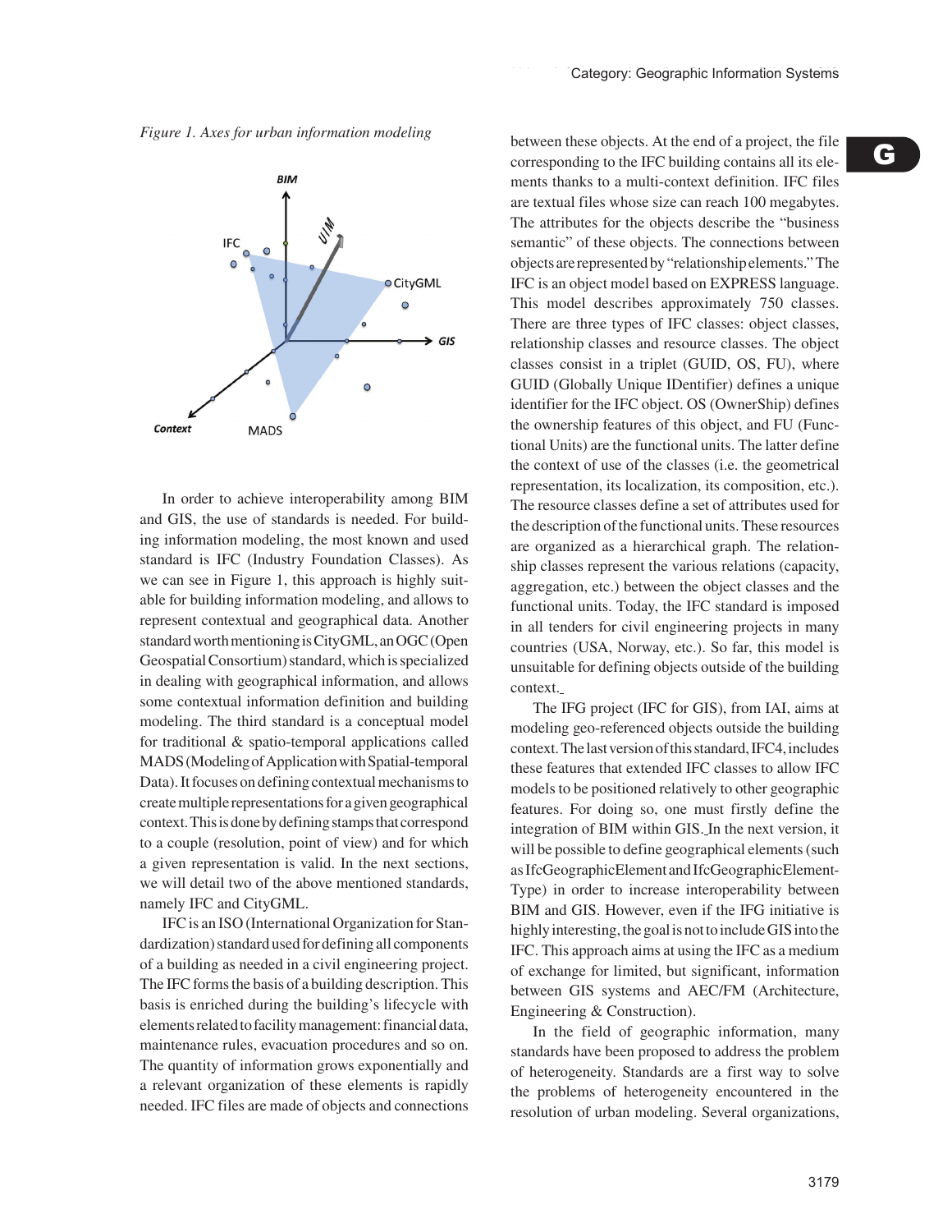*Figure 1. Axes for urban information modeling*

In order to achieve interoperability among BIM and GIS, the use of standards is needed. For building information modeling, the most known and used standard is IFC (Industry Foundation Classes). As we can see in Figure 1, this approach is highly suitable for building information modeling, and allows to represent contextual and geographical data. Another standard worth mentioning is CityGML, an OGC (Open Geospatial Consortium) standard, which is specialized in dealing with geographical information, and allows some contextual information definition and building modeling. The third standard is a conceptual model for traditional & spatio-temporal applications called MADS (Modeling of Application with Spatial-temporal Data). It focuses on defining contextual mechanisms to create multiple representations for a given geographical context. This is done by defining stamps that correspond to a couple (resolution, point of view) and for which a given representation is valid. In the next sections, we will detail two of the above mentioned standards, namely IFC and CityGML.

IFC is an ISO (International Organization for Standardization) standard used for defining all components of a building as needed in a civil engineering project. The IFC forms the basis of a building description. This basis is enriched during the building's lifecycle with elements related to facility management: financial data, maintenance rules, evacuation procedures and so on. The quantity of information grows exponentially and a relevant organization of these elements is rapidly needed. IFC files are made of objects and connections between these objects. At the end of a project, the file corresponding to the IFC building contains all its elements thanks to a multi-context definition. IFC files are textual files whose size can reach 100 megabytes. The attributes for the objects describe the "business semantic" of these objects. The connections between objects are represented by "relationship elements." The IFC is an object model based on EXPRESS language. This model describes approximately 750 classes. There are three types of IFC classes: object classes, relationship classes and resource classes. The object classes consist in a triplet (GUID, OS, FU), where GUID (Globally Unique IDentifier) defines a unique identifier for the IFC object. OS (OwnerShip) defines the ownership features of this object, and FU (Functional Units) are the functional units. The latter define the context of use of the classes (i.e. the geometrical representation, its localization, its composition, etc.). The resource classes define a set of attributes used for the description of the functional units. These resources are organized as a hierarchical graph. The relationship classes represent the various relations (capacity, aggregation, etc.) between the object classes and the functional units. Today, the IFC standard is imposed in all tenders for civil engineering projects in many countries (USA, Norway, etc.). So far, this model is unsuitable for defining objects outside of the building context.

The IFG project (IFC for GIS), from IAI, aims at modeling geo-referenced objects outside the building context. The last version of this standard, IFC4, includes these features that extended IFC classes to allow IFC models to be positioned relatively to other geographic features. For doing so, one must firstly define the integration of BIM within GIS. In the next version, it will be possible to define geographical elements (such as IfcGeographicElement and IfcGeographicElementType) in order to increase interoperability between BIM and GIS. However, even if the IFG initiative is highly interesting, the goal is not to include GIS into the IFC. This approach aims at using the IFC as a medium of exchange for limited, but significant, information between GIS systems and AEC/FM (Architecture, Engineering & Construction).

In the field of geographic information, many standards have been proposed to address the problem of heterogeneity. Standards are a first way to solve the problems of heterogeneity encountered in the resolution of urban modeling. Several organizations,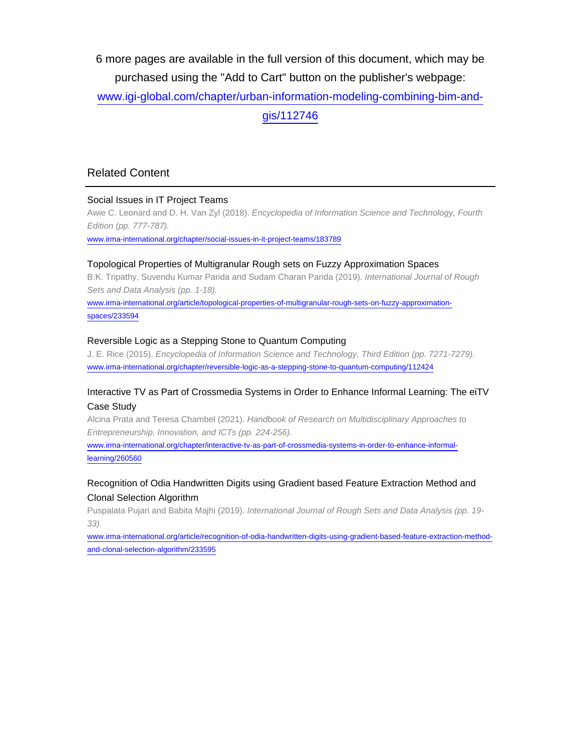6 more pages are available in the full version of this document, which may be purchased using the "Add to Cart" button on the publisher's webpage: [www.igi-global.com/chapter/urban-information-modeling-combining-bim-and-gis/112746](www.igi-global.com/chapter/urban-information-modeling-combining-bim-and-gis/112746)

## Related Content

**Social Issues in IT Project Teams**
Awie C. Leonard and D. H. Van Zyl (2018). *Encyclopedia of Information Science and Technology, Fourth Edition (pp. 777-787).*
[www.irma-international.org/chapter/social-issues-in-it-project-teams/183789](www.irma-international.org/chapter/social-issues-in-it-project-teams/183789)

**Topological Properties of Multigranular Rough sets on Fuzzy Approximation Spaces**
B.K. Tripathy, Suvendu Kumar Parida and Sudam Charan Parida (2019). *International Journal of Rough Sets and Data Analysis (pp. 1-18).*
[www.irma-international.org/article/topological-properties-of-multigranular-rough-sets-on-fuzzy-approximation-spaces/233594](www.irma-international.org/article/topological-properties-of-multigranular-rough-sets-on-fuzzy-approximation-spaces/233594)

**Reversible Logic as a Stepping Stone to Quantum Computing**
J. E. Rice (2015). *Encyclopedia of Information Science and Technology, Third Edition (pp. 7271-7279).*
[www.irma-international.org/chapter/reversible-logic-as-a-stepping-stone-to-quantum-computing/112424](www.irma-international.org/chapter/reversible-logic-as-a-stepping-stone-to-quantum-computing/112424)

**Interactive TV as Part of Crossmedia Systems in Order to Enhance Informal Learning: The eiTV Case Study**
Alcina Prata and Teresa Chambel (2021). *Handbook of Research on Multidisciplinary Approaches to Entrepreneurship, Innovation, and ICTs (pp. 224-256).*
[www.irma-international.org/chapter/interactive-tv-as-part-of-crossmedia-systems-in-order-to-enhance-informal-learning/260560](www.irma-international.org/chapter/interactive-tv-as-part-of-crossmedia-systems-in-order-to-enhance-informal-learning/260560)

**Recognition of Odia Handwritten Digits using Gradient based Feature Extraction Method and Clonal Selection Algorithm**
Puspalata Pujari and Babita Majhi (2019). *International Journal of Rough Sets and Data Analysis (pp. 19-33).*
[www.irma-international.org/article/recognition-of-odia-handwritten-digits-using-gradient-based-feature-extraction-method-and-clonal-selection-algorithm/233595](www.irma-international.org/article/recognition-of-odia-handwritten-digits-using-gradient-based-feature-extraction-method-and-clonal-selection-algorithm/233595)